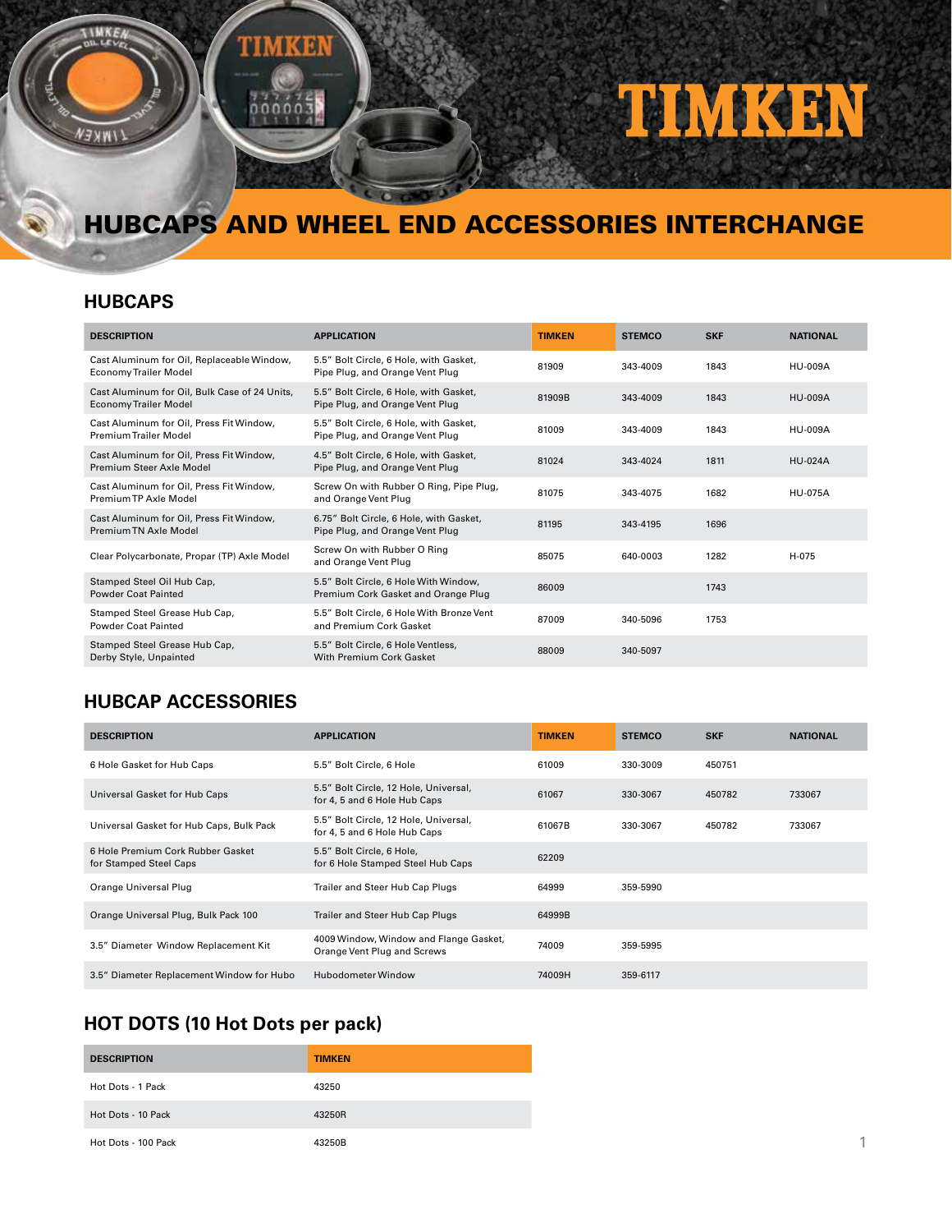# TIMKEN

# HUBCAPS AND WHEEL END ACCESSORIES INTERCHANGE

## HUBCAPS

| DESCRIPTION | APPLICATION | TIMKEN | STEMCO | SKF | NATIONAL |
|---|---|---|---|---|---|
| Cast Aluminum for Oil, Replaceable Window, Economy Trailer Model | 5.5" Bolt Circle, 6 Hole, with Gasket, Pipe Plug, and Orange Vent Plug | 81909 | 343-4009 | 1843 | HU-009A |
| Cast Aluminum for Oil, Bulk Case of 24 Units, Economy Trailer Model | 5.5" Bolt Circle, 6 Hole, with Gasket, Pipe Plug, and Orange Vent Plug | 81909B | 343-4009 | 1843 | HU-009A |
| Cast Aluminum for Oil, Press Fit Window, Premium Trailer Model | 5.5" Bolt Circle, 6 Hole, with Gasket, Pipe Plug, and Orange Vent Plug | 81009 | 343-4009 | 1843 | HU-009A |
| Cast Aluminum for Oil, Press Fit Window, Premium Steer Axle Model | 4.5" Bolt Circle, 6 Hole, with Gasket, Pipe Plug, and Orange Vent Plug | 81024 | 343-4024 | 1811 | HU-024A |
| Cast Aluminum for Oil, Press Fit Window, Premium TP Axle Model | Screw On with Rubber O Ring, Pipe Plug, and Orange Vent Plug | 81075 | 343-4075 | 1682 | HU-075A |
| Cast Aluminum for Oil, Press Fit Window, Premium TN Axle Model | 6.75" Bolt Circle, 6 Hole, with Gasket, Pipe Plug, and Orange Vent Plug | 81195 | 343-4195 | 1696 | |
| Clear Polycarbonate, Propar (TP) Axle Model | Screw On with Rubber O Ring and Orange Vent Plug | 85075 | 640-0003 | 1282 | H-075 |
| Stamped Steel Oil Hub Cap, Powder Coat Painted | 5.5" Bolt Circle, 6 Hole With Window, Premium Cork Gasket and Orange Plug | 86009 | | 1743 | |
| Stamped Steel Grease Hub Cap, Powder Coat Painted | 5.5" Bolt Circle, 6 Hole With Bronze Vent and Premium Cork Gasket | 87009 | 340-5096 | 1753 | |
| Stamped Steel Grease Hub Cap, Derby Style, Unpainted | 5.5" Bolt Circle, 6 Hole Ventless, With Premium Cork Gasket | 88009 | 340-5097 | | |

## HUBCAP ACCESSORIES

| DESCRIPTION | APPLICATION | TIMKEN | STEMCO | SKF | NATIONAL |
|---|---|---|---|---|---|
| 6 Hole Gasket for Hub Caps | 5.5" Bolt Circle, 6 Hole | 61009 | 330-3009 | 450751 | |
| Universal Gasket for Hub Caps | 5.5" Bolt Circle, 12 Hole, Universal, for 4, 5 and 6 Hole Hub Caps | 61067 | 330-3067 | 450782 | 733067 |
| Universal Gasket for Hub Caps, Bulk Pack | 5.5" Bolt Circle, 12 Hole, Universal, for 4, 5 and 6 Hole Hub Caps | 61067B | 330-3067 | 450782 | 733067 |
| 6 Hole Premium Cork Rubber Gasket for Stamped Steel Caps | 5.5" Bolt Circle, 6 Hole, for 6 Hole Stamped Steel Hub Caps | 62209 | | | |
| Orange Universal Plug | Trailer and Steer Hub Cap Plugs | 64999 | 359-5990 | | |
| Orange Universal Plug, Bulk Pack 100 | Trailer and Steer Hub Cap Plugs | 64999B | | | |
| 3.5" Diameter Window Replacement Kit | 4009 Window, Window and Flange Gasket, Orange Vent Plug and Screws | 74009 | 359-5995 | | |
| 3.5" Diameter Replacement Window for Hubo | Hubodometer Window | 74009H | 359-6117 | | |

## HOT DOTS (10 Hot Dots per pack)

| DESCRIPTION | TIMKEN |
|---|---|
| Hot Dots - 1 Pack | 43250 |
| Hot Dots - 10 Pack | 43250R |
| Hot Dots - 100 Pack | 43250B |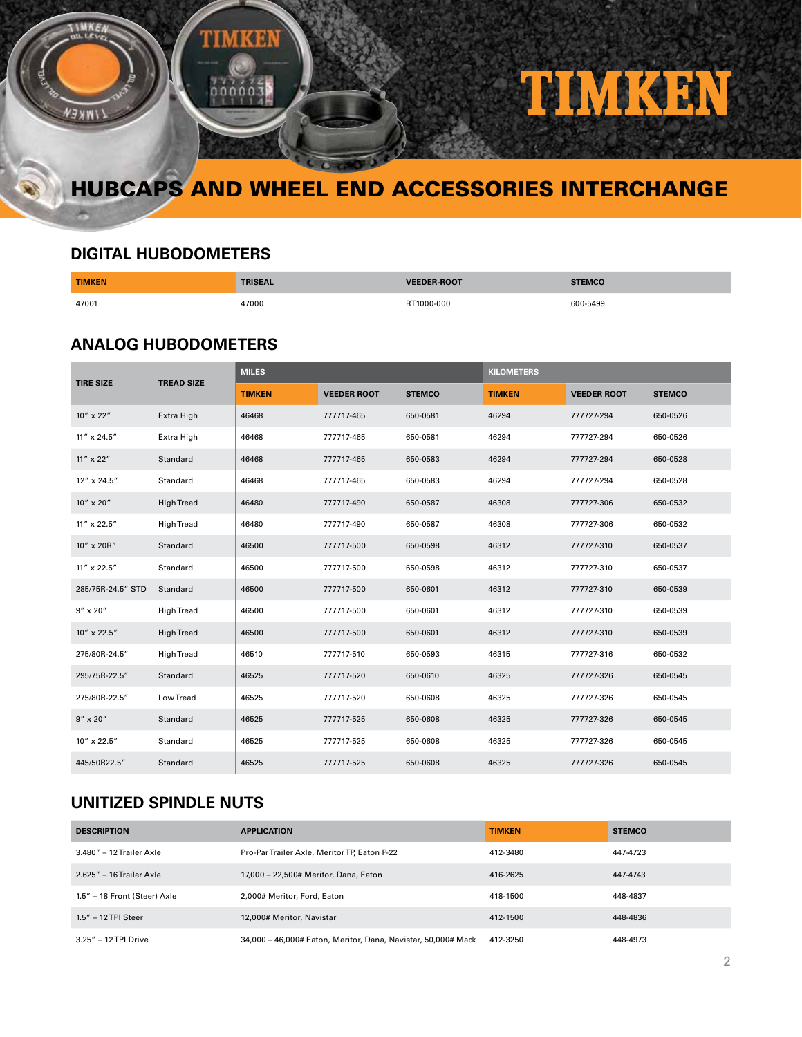# HUBCAPS AND WHEEL END ACCESSORIES INTERCHANGE

## DIGITAL HUBODOMETERS

| TIMKEN | TRISEAL | VEEDER-ROOT | STEMCO |
|---|---|---|---|
| 47001 | 47000 | RT1000-000 | 600-5499 |

## ANALOG HUBODOMETERS

| TIRE SIZE | TREAD SIZE | MILES | | | KILOMETERS | | |
|---|---|---|---|---|---|---|---|
| | | TIMKEN | VEEDER ROOT | STEMCO | TIMKEN | VEEDER ROOT | STEMCO |
| 10″ x 22″ | Extra High | 46468 | 777717-465 | 650-0581 | 46294 | 777727-294 | 650-0526 |
| 11″ x 24.5″ | Extra High | 46468 | 777717-465 | 650-0581 | 46294 | 777727-294 | 650-0526 |
| 11″ x 22″ | Standard | 46468 | 777717-465 | 650-0583 | 46294 | 777727-294 | 650-0528 |
| 12″ x 24.5″ | Standard | 46468 | 777717-465 | 650-0583 | 46294 | 777727-294 | 650-0528 |
| 10″ x 20″ | High Tread | 46480 | 777717-490 | 650-0587 | 46308 | 777727-306 | 650-0532 |
| 11″ x 22.5″ | High Tread | 46480 | 777717-490 | 650-0587 | 46308 | 777727-306 | 650-0532 |
| 10″ x 20R″ | Standard | 46500 | 777717-500 | 650-0598 | 46312 | 777727-310 | 650-0537 |
| 11″ x 22.5″ | Standard | 46500 | 777717-500 | 650-0598 | 46312 | 777727-310 | 650-0537 |
| 285/75R-24.5″ STD | Standard | 46500 | 777717-500 | 650-0601 | 46312 | 777727-310 | 650-0539 |
| 9″ x 20″ | High Tread | 46500 | 777717-500 | 650-0601 | 46312 | 777727-310 | 650-0539 |
| 10″ x 22.5″ | High Tread | 46500 | 777717-500 | 650-0601 | 46312 | 777727-310 | 650-0539 |
| 275/80R-24.5″ | High Tread | 46510 | 777717-510 | 650-0593 | 46315 | 777727-316 | 650-0532 |
| 295/75R-22.5″ | Standard | 46525 | 777717-520 | 650-0610 | 46325 | 777727-326 | 650-0545 |
| 275/80R-22.5″ | Low Tread | 46525 | 777717-520 | 650-0608 | 46325 | 777727-326 | 650-0545 |
| 9″ x 20″ | Standard | 46525 | 777717-525 | 650-0608 | 46325 | 777727-326 | 650-0545 |
| 10″ x 22.5″ | Standard | 46525 | 777717-525 | 650-0608 | 46325 | 777727-326 | 650-0545 |
| 445/50R22.5″ | Standard | 46525 | 777717-525 | 650-0608 | 46325 | 777727-326 | 650-0545 |

## UNITIZED SPINDLE NUTS

| DESCRIPTION | APPLICATION | TIMKEN | STEMCO |
|---|---|---|---|
| 3.480″ – 12 Trailer Axle | Pro-Par Trailer Axle, Meritor TP, Eaton P-22 | 412-3480 | 447-4723 |
| 2.625″ – 16 Trailer Axle | 17,000 – 22,500# Meritor, Dana, Eaton | 416-2625 | 447-4743 |
| 1.5″ – 18 Front (Steer) Axle | 2,000# Meritor, Ford, Eaton | 418-1500 | 448-4837 |
| 1.5″ – 12 TPI Steer | 12,000# Meritor, Navistar | 412-1500 | 448-4836 |
| 3.25″ – 12 TPI Drive | 34,000 – 46,000# Eaton, Meritor, Dana, Navistar, 50,000# Mack | 412-3250 | 448-4973 |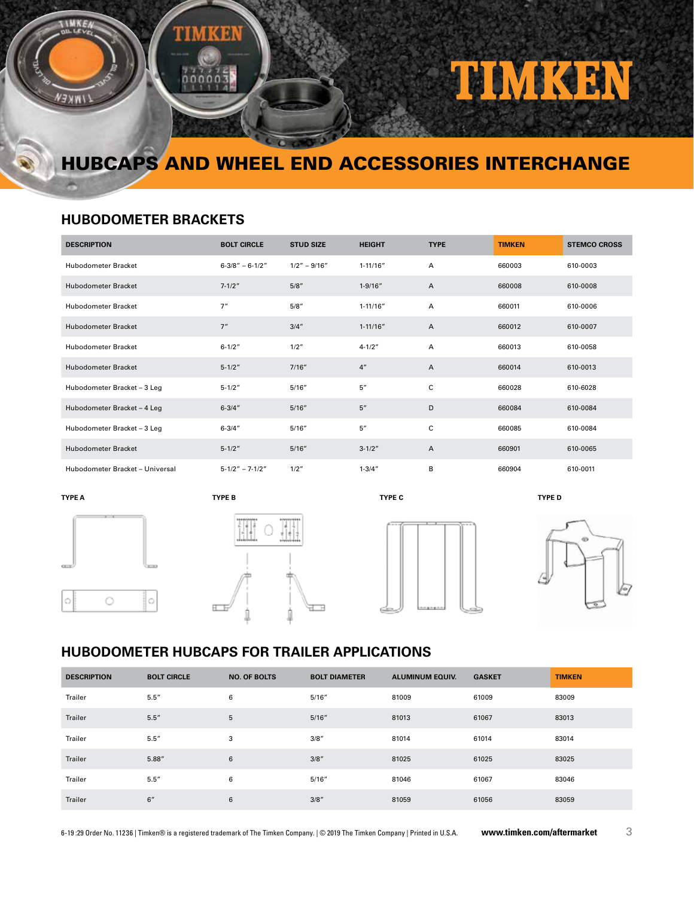# HUBCAPS AND WHEEL END ACCESSORIES INTERCHANGE

## HUBODOMETER BRACKETS

| DESCRIPTION | BOLT CIRCLE | STUD SIZE | HEIGHT | TYPE | TIMKEN | STEMCO CROSS |
|---|---|---|---|---|---|---|
| Hubodometer Bracket | 6-3/8″ – 6-1/2″ | 1/2″ – 9/16″ | 1-11/16″ | A | 660003 | 610-0003 |
| Hubodometer Bracket | 7-1/2″ | 5/8″ | 1-9/16″ | A | 660008 | 610-0008 |
| Hubodometer Bracket | 7″ | 5/8″ | 1-11/16″ | A | 660011 | 610-0006 |
| Hubodometer Bracket | 7″ | 3/4″ | 1-11/16″ | A | 660012 | 610-0007 |
| Hubodometer Bracket | 6-1/2″ | 1/2″ | 4-1/2″ | A | 660013 | 610-0058 |
| Hubodometer Bracket | 5-1/2″ | 7/16″ | 4″ | A | 660014 | 610-0013 |
| Hubodometer Bracket – 3 Leg | 5-1/2″ | 5/16″ | 5″ | C | 660028 | 610-6028 |
| Hubodometer Bracket – 4 Leg | 6-3/4″ | 5/16″ | 5″ | D | 660084 | 610-0084 |
| Hubodometer Bracket – 3 Leg | 6-3/4″ | 5/16″ | 5″ | C | 660085 | 610-0084 |
| Hubodometer Bracket | 5-1/2″ | 5/16″ | 3-1/2″ | A | 660901 | 610-0065 |
| Hubodometer Bracket – Universal | 5-1/2″ – 7-1/2″ | 1/2″ | 1-3/4″ | B | 660904 | 610-0011 |

TYPE A

TYPE B

TYPE C

TYPE D

## HUBODOMETER HUBCAPS FOR TRAILER APPLICATIONS

| DESCRIPTION | BOLT CIRCLE | NO. OF BOLTS | BOLT DIAMETER | ALUMINUM EQUIV. | GASKET | TIMKEN |
|---|---|---|---|---|---|---|
| Trailer | 5.5″ | 6 | 5/16″ | 81009 | 61009 | 83009 |
| Trailer | 5.5″ | 5 | 5/16″ | 81013 | 61067 | 83013 |
| Trailer | 5.5″ | 3 | 3/8″ | 81014 | 61014 | 83014 |
| Trailer | 5.88″ | 6 | 3/8″ | 81025 | 61025 | 83025 |
| Trailer | 5.5″ | 6 | 5/16″ | 81046 | 61067 | 83046 |
| Trailer | 6″ | 6 | 3/8″ | 81059 | 61056 | 83059 |

6-19 :29 Order No. 11236 | Timken® is a registered trademark of The Timken Company. | © 2019 The Timken Company | Printed in U.S.A.

www.timken.com/aftermarket